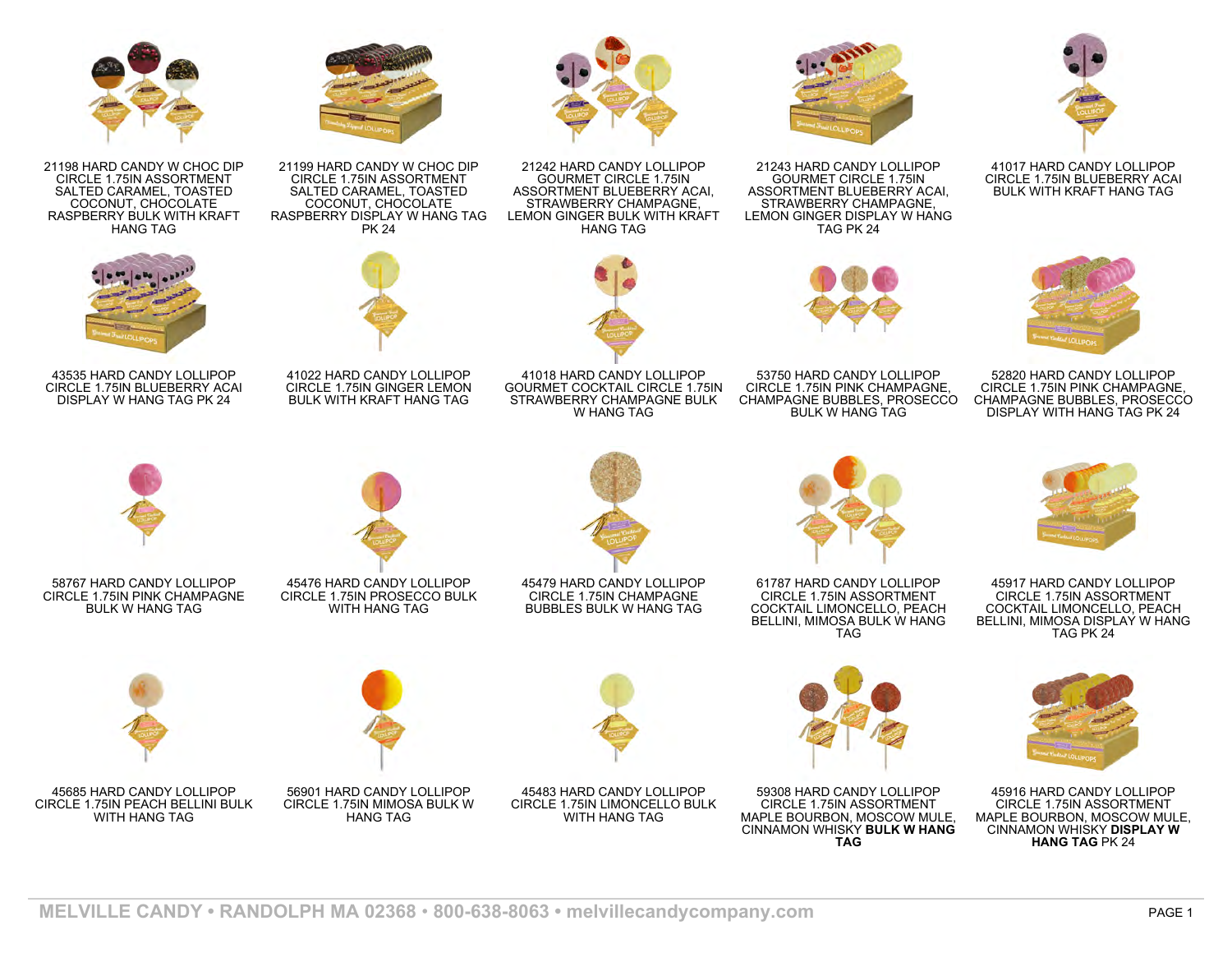21198 HARD CANDY W CHOC DIP CIRCLE 1.75IN ASSORTMENT SALTED CARAMEL, TOASTED COCONUT, CHOCOLATE RASPBERRY BULK WITH KRAFT HANG TAG

21199 HARD CANDY W CHOC DIP CIRCLE 1.75IN ASSORTMENT SALTED CARAMEL, TOASTED COCONUT, CHOCOLATE RASPBERRY DISPLAY W HANG TAG PK 24

21242 HARD CANDY LOLLIPOP GOURMET CIRCLE 1.75IN ASSORTMENT BLUEBERRY ACAI, STRAWBERRY CHAMPAGNE, LEMON GINGER BULK WITH KRAFT HANG TAG

21243 HARD CANDY LOLLIPOP GOURMET CIRCLE 1.75IN ASSORTMENT BLUEBERRY ACAI, STRAWBERRY CHAMPAGNE, LEMON GINGER DISPLAY W HANG TAG PK 24

41017 HARD CANDY LOLLIPOP CIRCLE 1.75IN BLUEBERRY ACAI BULK WITH KRAFT HANG TAG

43535 HARD CANDY LOLLIPOP CIRCLE 1.75IN BLUEBERRY ACAI DISPLAY W HANG TAG PK 24

41022 HARD CANDY LOLLIPOP CIRCLE 1.75IN GINGER LEMON BULK WITH KRAFT HANG TAG

41018 HARD CANDY LOLLIPOP GOURMET COCKTAIL CIRCLE 1.75IN STRAWBERRY CHAMPAGNE BULK W HANG TAG

53750 HARD CANDY LOLLIPOP CIRCLE 1.75IN PINK CHAMPAGNE, CHAMPAGNE BUBBLES, PROSECCO BULK W HANG TAG

52820 HARD CANDY LOLLIPOP CIRCLE 1.75IN PINK CHAMPAGNE, CHAMPAGNE BUBBLES, PROSECCO DISPLAY WITH HANG TAG PK 24

58767 HARD CANDY LOLLIPOP CIRCLE 1.75IN PINK CHAMPAGNE BULK W HANG TAG

45476 HARD CANDY LOLLIPOP CIRCLE 1.75IN PROSECCO BULK WITH HANG TAG

45479 HARD CANDY LOLLIPOP CIRCLE 1.75IN CHAMPAGNE BUBBLES BULK W HANG TAG

61787 HARD CANDY LOLLIPOP CIRCLE 1.75IN ASSORTMENT COCKTAIL LIMONCELLO, PEACH BELLINI, MIMOSA BULK W HANG TAG

45917 HARD CANDY LOLLIPOP CIRCLE 1.75IN ASSORTMENT COCKTAIL LIMONCELLO, PEACH BELLINI, MIMOSA DISPLAY W HANG TAG PK 24

45685 HARD CANDY LOLLIPOP CIRCLE 1.75IN PEACH BELLINI BULK WITH HANG TAG

56901 HARD CANDY LOLLIPOP CIRCLE 1.75IN MIMOSA BULK W HANG TAG

45483 HARD CANDY LOLLIPOP CIRCLE 1.75IN LIMONCELLO BULK WITH HANG TAG

59308 HARD CANDY LOLLIPOP CIRCLE 1.75IN ASSORTMENT MAPLE BOURBON, MOSCOW MULE, CINNAMON WHISKY **BULK W HANG TAG**

45916 HARD CANDY LOLLIPOP CIRCLE 1.75IN ASSORTMENT MAPLE BOURBON, MOSCOW MULE, CINNAMON WHISKY **DISPLAY W HANG TAG** PK 24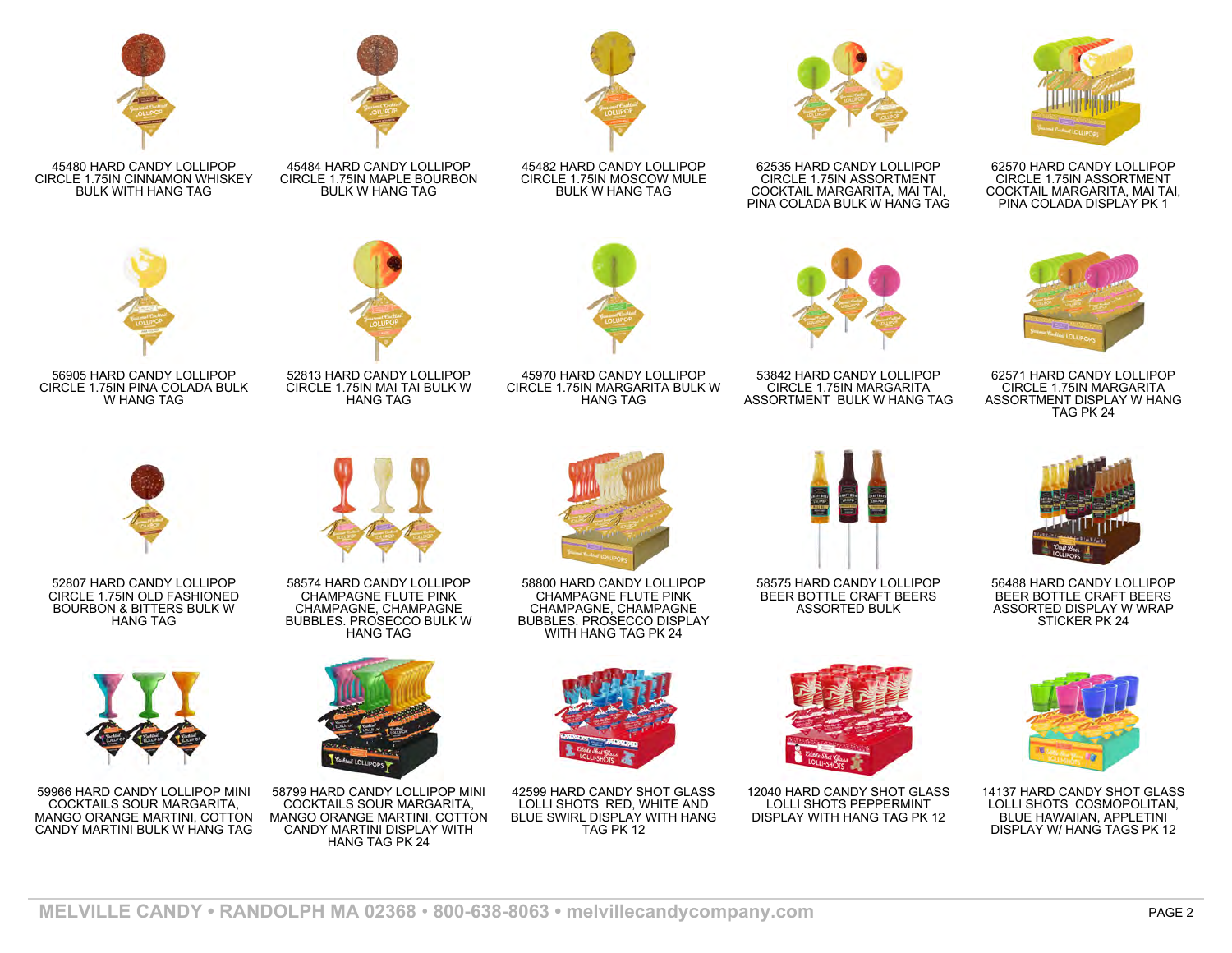45480 HARD CANDY LOLLIPOP CIRCLE 1.75IN CINNAMON WHISKEY BULK WITH HANG TAG

45484 HARD CANDY LOLLIPOP CIRCLE 1.75IN MAPLE BOURBON BULK W HANG TAG

45482 HARD CANDY LOLLIPOP CIRCLE 1.75IN MOSCOW MULE BULK W HANG TAG

62535 HARD CANDY LOLLIPOP CIRCLE 1.75IN ASSORTMENT COCKTAIL MARGARITA, MAI TAI, PINA COLADA BULK W HANG TAG

62570 HARD CANDY LOLLIPOP CIRCLE 1.75IN ASSORTMENT COCKTAIL MARGARITA, MAI TAI, PINA COLADA DISPLAY PK 1

56905 HARD CANDY LOLLIPOP CIRCLE 1.75IN PINA COLADA BULK W HANG TAG

52813 HARD CANDY LOLLIPOP CIRCLE 1.75IN MAI TAI BULK W HANG TAG

45970 HARD CANDY LOLLIPOP CIRCLE 1.75IN MARGARITA BULK W HANG TAG

53842 HARD CANDY LOLLIPOP CIRCLE 1.75IN MARGARITA ASSORTMENT BULK W HANG TAG

62571 HARD CANDY LOLLIPOP CIRCLE 1.75IN MARGARITA ASSORTMENT DISPLAY W HANG TAG PK 24

52807 HARD CANDY LOLLIPOP CIRCLE 1.75IN OLD FASHIONED BOURBON & BITTERS BULK W HANG TAG

58574 HARD CANDY LOLLIPOP CHAMPAGNE FLUTE PINK CHAMPAGNE, CHAMPAGNE BUBBLES. PROSECCO BULK W HANG TAG

58800 HARD CANDY LOLLIPOP CHAMPAGNE FLUTE PINK CHAMPAGNE, CHAMPAGNE BUBBLES. PROSECCO DISPLAY WITH HANG TAG PK 24

58575 HARD CANDY LOLLIPOP BEER BOTTLE CRAFT BEERS ASSORTED BULK

56488 HARD CANDY LOLLIPOP BEER BOTTLE CRAFT BEERS ASSORTED DISPLAY W WRAP STICKER PK 24

59966 HARD CANDY LOLLIPOP MINI COCKTAILS SOUR MARGARITA, MANGO ORANGE MARTINI, COTTON CANDY MARTINI BULK W HANG TAG

58799 HARD CANDY LOLLIPOP MINI COCKTAILS SOUR MARGARITA, MANGO ORANGE MARTINI, COTTON CANDY MARTINI DISPLAY WITH HANG TAG PK 24

42599 HARD CANDY SHOT GLASS LOLLI SHOTS RED, WHITE AND BLUE SWIRL DISPLAY WITH HANG TAG PK 12

12040 HARD CANDY SHOT GLASS LOLLI SHOTS PEPPERMINT DISPLAY WITH HANG TAG PK 12

14137 HARD CANDY SHOT GLASS LOLLI SHOTS COSMOPOLITAN, BLUE HAWAIIAN, APPLETINI DISPLAY W/ HANG TAGS PK 12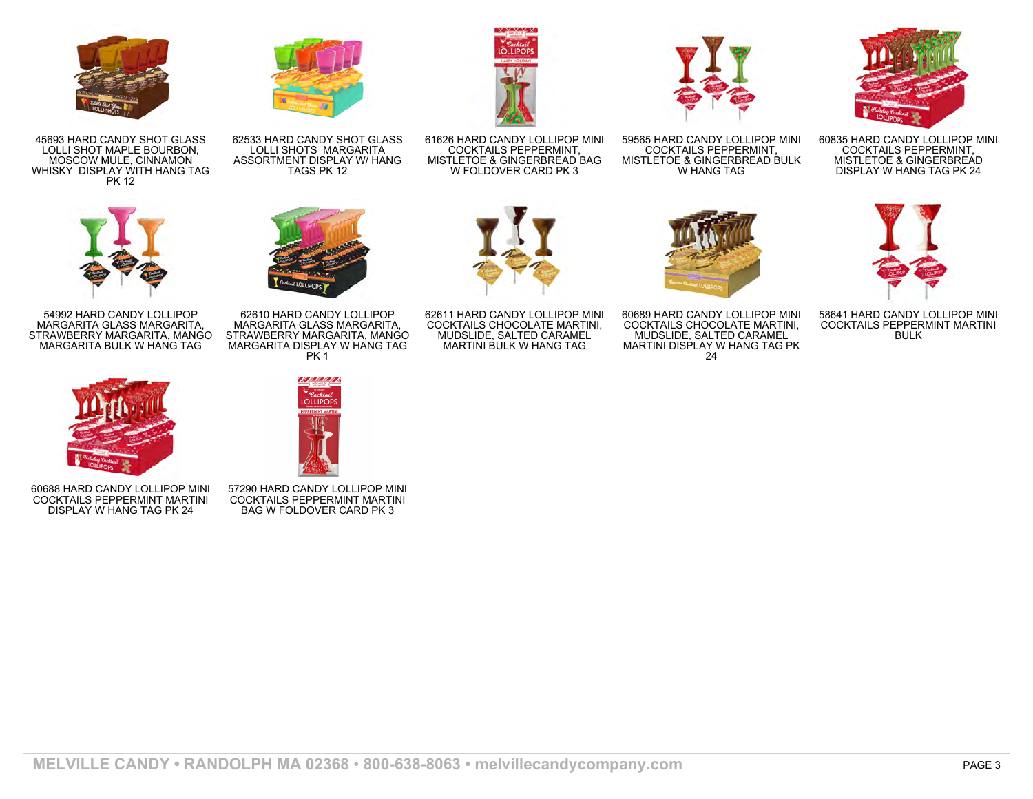45693 HARD CANDY SHOT GLASS LOLLI SHOT MAPLE BOURBON, MOSCOW MULE, CINNAMON WHISKY DISPLAY WITH HANG TAG PK 12

62533 HARD CANDY SHOT GLASS LOLLI SHOTS MARGARITA ASSORTMENT DISPLAY W/ HANG TAGS PK 12

61626 HARD CANDY LOLLIPOP MINI COCKTAILS PEPPERMINT, MISTLETOE & GINGERBREAD BAG W FOLDOVER CARD PK 3

59565 HARD CANDY LOLLIPOP MINI COCKTAILS PEPPERMINT, MISTLETOE & GINGERBREAD BULK W HANG TAG

60835 HARD CANDY LOLLIPOP MINI COCKTAILS PEPPERMINT, MISTLETOE & GINGERBREAD DISPLAY W HANG TAG PK 24

54992 HARD CANDY LOLLIPOP MARGARITA GLASS MARGARITA, STRAWBERRY MARGARITA, MANGO MARGARITA BULK W HANG TAG

62610 HARD CANDY LOLLIPOP MARGARITA GLASS MARGARITA, STRAWBERRY MARGARITA, MANGO MARGARITA DISPLAY W HANG TAG PK 1

62611 HARD CANDY LOLLIPOP MINI COCKTAILS CHOCOLATE MARTINI, MUDSLIDE, SALTED CARAMEL MARTINI BULK W HANG TAG

60689 HARD CANDY LOLLIPOP MINI COCKTAILS CHOCOLATE MARTINI, MUDSLIDE, SALTED CARAMEL MARTINI DISPLAY W HANG TAG PK 24

58641 HARD CANDY LOLLIPOP MINI COCKTAILS PEPPERMINT MARTINI BULK

60688 HARD CANDY LOLLIPOP MINI COCKTAILS PEPPERMINT MARTINI DISPLAY W HANG TAG PK 24

57290 HARD CANDY LOLLIPOP MINI COCKTAILS PEPPERMINT MARTINI BAG W FOLDOVER CARD PK 3

MELVILLE CANDY • RANDOLPH MA 02368 • 800-638-8063 • melvillecandycompany.com